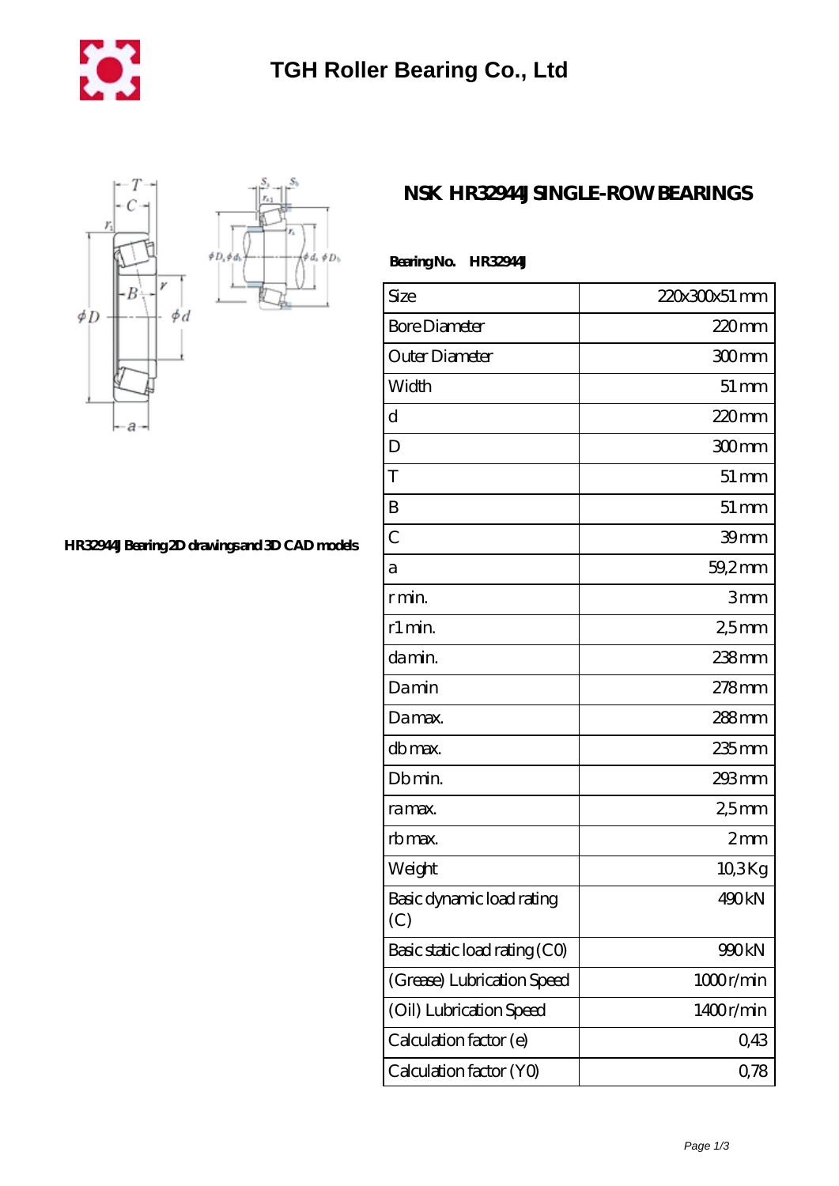# TGH Roller Bearing Co., Ltd

## NSK HR32944J SINGLE-ROW BEARINGS

HR32944J Bearing 2D drawings and 3D CAD models

**Bearing No. HR32944J**

| | |
|---|---|
| Size | 220x300x51 mm |
| Bore Diameter | 220 mm |
| Outer Diameter | 300 mm |
| Width | 51 mm |
| d | 220 mm |
| D | 300 mm |
| T | 51 mm |
| B | 51 mm |
| C | 39 mm |
| a | 59,2 mm |
| r min. | 3 mm |
| r1 min. | 2,5 mm |
| da min. | 238 mm |
| Da min | 278 mm |
| Da max. | 288 mm |
| db max. | 235 mm |
| Db min. | 293 mm |
| ra max. | 2,5 mm |
| rb max. | 2 mm |
| Weight | 10,3 Kg |
| Basic dynamic load rating (C) | 490 kN |
| Basic static load rating (C0) | 990 kN |
| (Grease) Lubrication Speed | 1000 r/min |
| (Oil) Lubrication Speed | 1400 r/min |
| Calculation factor (e) | 0,43 |
| Calculation factor (Y0) | 0,78 |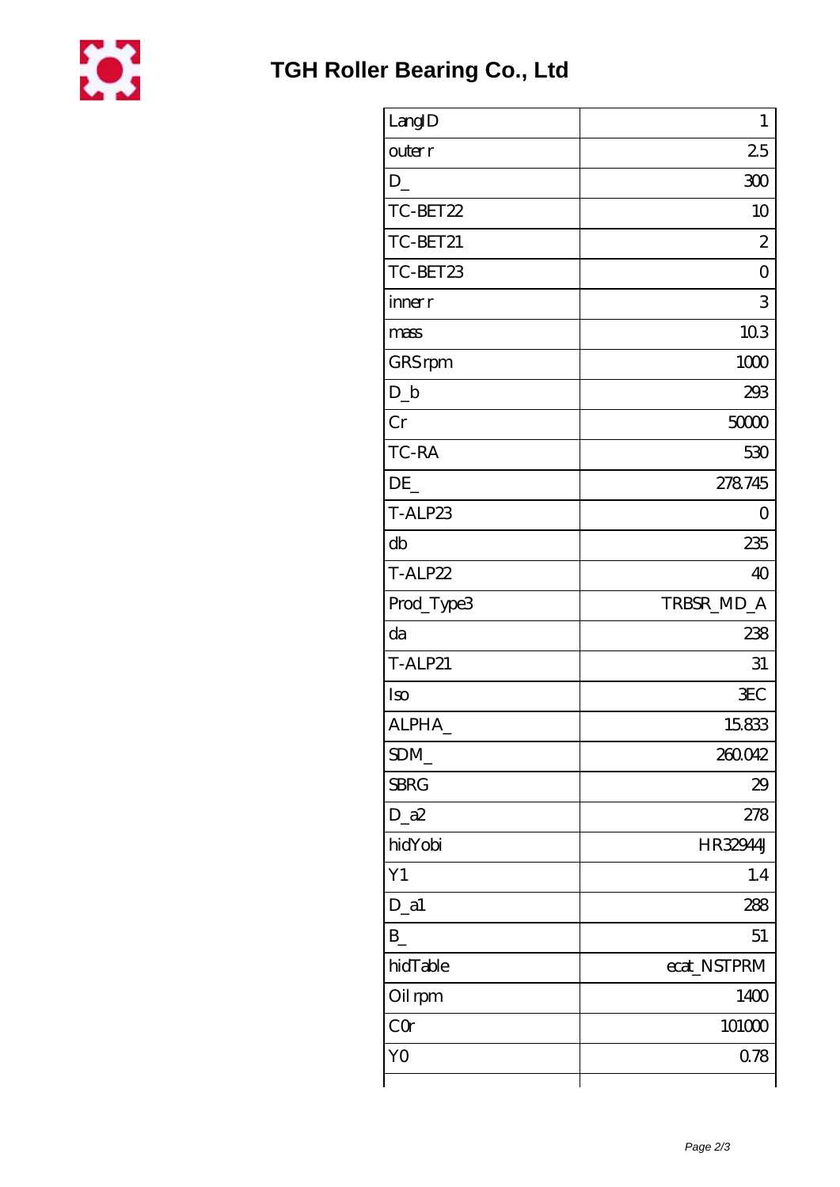# TGH Roller Bearing Co., Ltd

| | |
|---|---|
| LangID | 1 |
| outer r | 2.5 |
| D_ | 300 |
| TC-BET22 | 10 |
| TC-BET21 | 2 |
| TC-BET23 | 0 |
| inner r | 3 |
| mass | 10.3 |
| GRS rpm | 1000 |
| D_b | 293 |
| Cr | 50000 |
| TC-RA | 530 |
| DE_ | 278.745 |
| T-ALP23 | 0 |
| db | 235 |
| T-ALP22 | 40 |
| Prod_Type3 | TRBSR_MD_A |
| da | 238 |
| T-ALP21 | 31 |
| Iso | 3EC |
| ALPHA_ | 15.833 |
| SDM_ | 260.042 |
| SBRG | 29 |
| D_a2 | 278 |
| hidYobi | HR32944J |
| Y1 | 1.4 |
| D_a1 | 288 |
| B_ | 51 |
| hidTable | ecat_NSTPRM |
| Oil rpm | 1400 |
| C0r | 101000 |
| Y0 | 0.78 |
| | |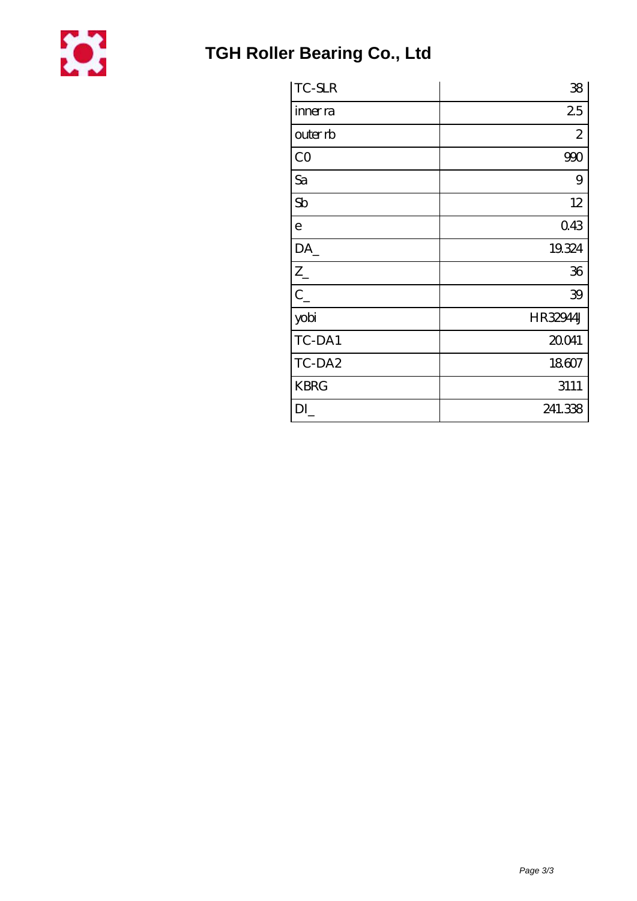| | |
|---|---|
| TC-SLR | 38 |
| inner ra | 2.5 |
| outer rb | 2 |
| C0 | 990 |
| Sa | 9 |
| Sb | 12 |
| e | 0.43 |
| DA_ | 19.324 |
| Z_ | 36 |
| C_ | 39 |
| yobi | HR32944J |
| TC-DA1 | 20.041 |
| TC-DA2 | 18.607 |
| KBRG | 3111 |
| DI_ | 241.338 |